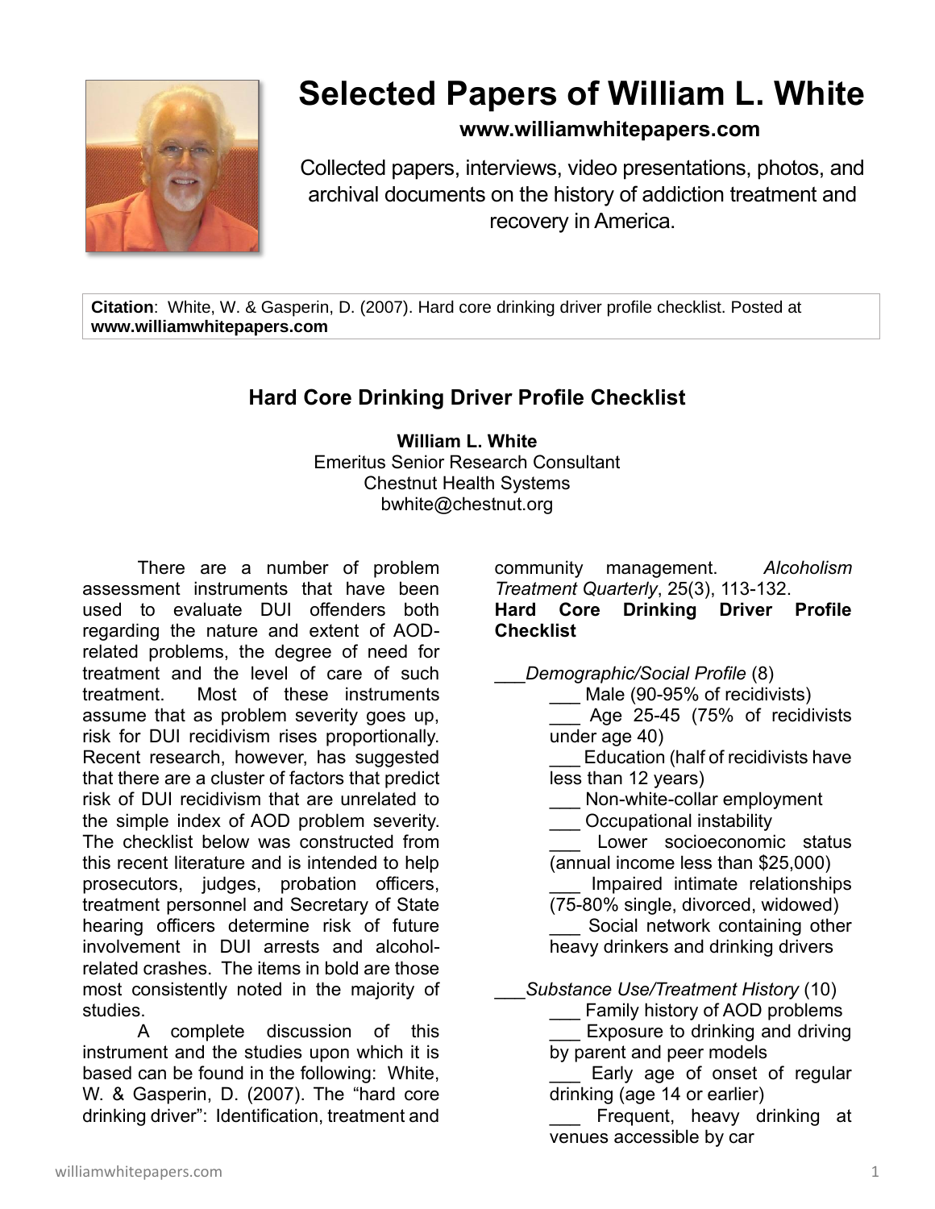# Selected Papers of William L. White

**www.williamwhitepapers.com**

Collected papers, interviews, video presentations, photos, and archival documents on the history of addiction treatment and recovery in America.

**Citation**: White, W. & Gasperin, D. (2007). Hard core drinking driver profile checklist. Posted at **www.williamwhitepapers.com**

## Hard Core Drinking Driver Profile Checklist

**William L. White**
Emeritus Senior Research Consultant
Chestnut Health Systems
bwhite@chestnut.org

There are a number of problem assessment instruments that have been used to evaluate DUI offenders both regarding the nature and extent of AOD-related problems, the degree of need for treatment and the level of care of such treatment. Most of these instruments assume that as problem severity goes up, risk for DUI recidivism rises proportionally. Recent research, however, has suggested that there are a cluster of factors that predict risk of DUI recidivism that are unrelated to the simple index of AOD problem severity. The checklist below was constructed from this recent literature and is intended to help prosecutors, judges, probation officers, treatment personnel and Secretary of State hearing officers determine risk of future involvement in DUI arrests and alcohol-related crashes. The items in bold are those most consistently noted in the majority of studies.

A complete discussion of this instrument and the studies upon which it is based can be found in the following: White, W. & Gasperin, D. (2007). The "hard core drinking driver": Identification, treatment and community management. *Alcoholism Treatment Quarterly*, 25(3), 113-132.

**Hard Core Drinking Driver Profile Checklist**

___*Demographic/Social Profile* (8)

- ___ Male (90-95% of recidivists)
- ___ Age 25-45 (75% of recidivists under age 40)
- ___ Education (half of recidivists have less than 12 years)
- ___ Non-white-collar employment
- ___ Occupational instability
- ___ Lower socioeconomic status (annual income less than $25,000)
- ___ Impaired intimate relationships (75-80% single, divorced, widowed)
- ___ Social network containing other heavy drinkers and drinking drivers

___*Substance Use/Treatment History* (10)

- ___ Family history of AOD problems
- ___ Exposure to drinking and driving by parent and peer models
- ___ Early age of onset of regular drinking (age 14 or earlier)
- ___ Frequent, heavy drinking at venues accessible by car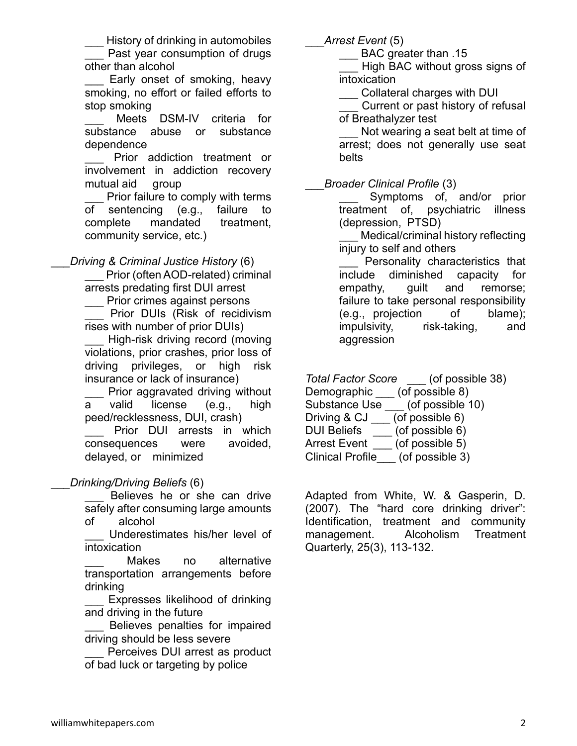___ History of drinking in automobiles

___ Past year consumption of drugs other than alcohol

___ Early onset of smoking, heavy smoking, no effort or failed efforts to stop smoking

___ Meets DSM-IV criteria for substance abuse or substance dependence

___ Prior addiction treatment or involvement in addiction recovery mutual aid group

___ Prior failure to comply with terms of sentencing (e.g., failure to complete mandated treatment, community service, etc.)

___*Driving & Criminal Justice History* (6)

___ Prior (often AOD-related) criminal arrests predating first DUI arrest

___ Prior crimes against persons

___ Prior DUIs (Risk of recidivism rises with number of prior DUIs)

___ High-risk driving record (moving violations, prior crashes, prior loss of driving privileges, or high risk insurance or lack of insurance)

___ Prior aggravated driving without a valid license (e.g., high peed/recklessness, DUI, crash)

___ Prior DUI arrests in which consequences were avoided, delayed, or minimized

___*Drinking/Driving Beliefs* (6)

___ Believes he or she can drive safely after consuming large amounts of alcohol

___ Underestimates his/her level of intoxication

___ Makes no alternative transportation arrangements before drinking

___ Expresses likelihood of drinking and driving in the future

___ Believes penalties for impaired driving should be less severe

___ Perceives DUI arrest as product of bad luck or targeting by police

___*Arrest Event* (5)

___ BAC greater than .15

___ High BAC without gross signs of intoxication

___ Collateral charges with DUI

___ Current or past history of refusal of Breathalyzer test

___ Not wearing a seat belt at time of arrest; does not generally use seat belts

___*Broader Clinical Profile* (3)

___ Symptoms of, and/or prior treatment of, psychiatric illness (depression, PTSD)

___ Medical/criminal history reflecting injury to self and others

___ Personality characteristics that include diminished capacity for empathy, guilt and remorse; failure to take personal responsibility (e.g., projection of blame); impulsivity, risk-taking, and aggression

*Total Factor Score* ___ (of possible 38)

Demographic ___ (of possible 8)

Substance Use ___ (of possible 10)

Driving & CJ ___ (of possible 6)

DUI Beliefs ___ (of possible 6)

Arrest Event ___ (of possible 5)

Clinical Profile___ (of possible 3)

Adapted from White, W. & Gasperin, D. (2007). The "hard core drinking driver": Identification, treatment and community management. Alcoholism Treatment Quarterly, 25(3), 113-132.